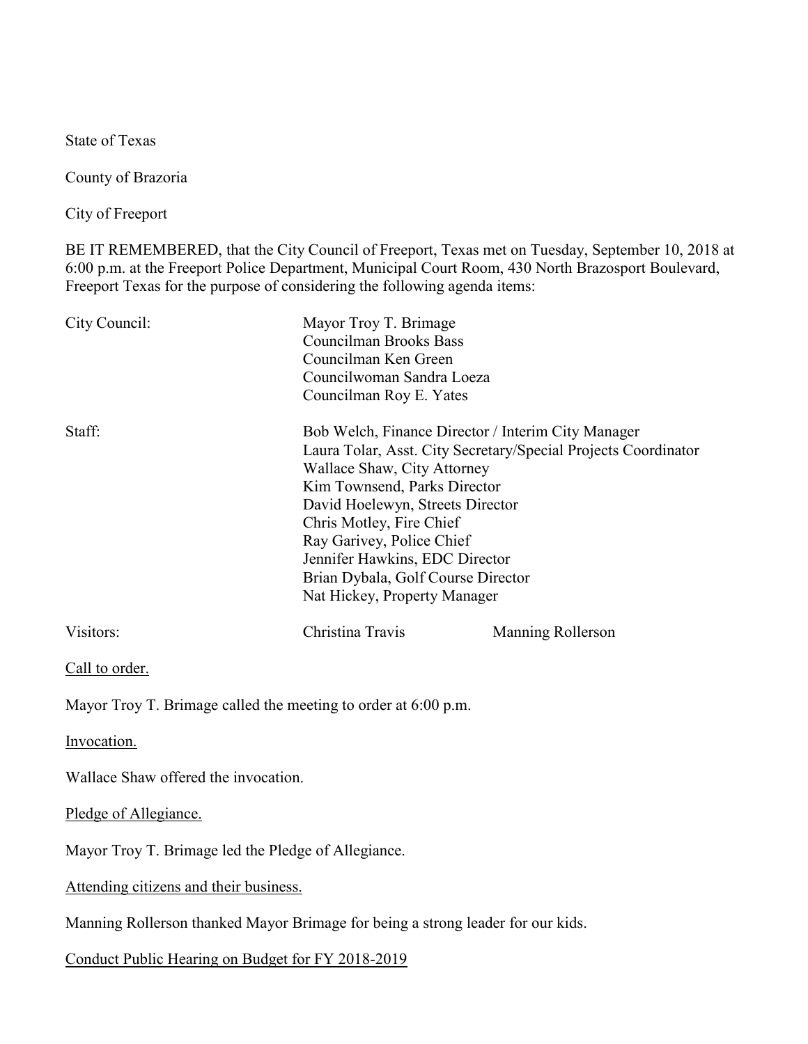State of Texas

County of Brazoria

City of Freeport

BE IT REMEMBERED, that the City Council of Freeport, Texas met on Tuesday, September 10, 2018 at 6:00 p.m. at the Freeport Police Department, Municipal Court Room, 430 North Brazosport Boulevard, Freeport Texas for the purpose of considering the following agenda items:

| | |
|---|---|
| City Council: | Mayor Troy T. Brimage<br>Councilman Brooks Bass<br>Councilman Ken Green<br>Councilwoman Sandra Loeza<br>Councilman Roy E. Yates |
| Staff: | Bob Welch, Finance Director / Interim City Manager<br>Laura Tolar, Asst. City Secretary/Special Projects Coordinator<br>Wallace Shaw, City Attorney<br>Kim Townsend, Parks Director<br>David Hoelewyn, Streets Director<br>Chris Motley, Fire Chief<br>Ray Garivey, Police Chief<br>Jennifer Hawkins, EDC Director<br>Brian Dybala, Golf Course Director<br>Nat Hickey, Property Manager |
| Visitors: | Christina Travis &nbsp;&nbsp;&nbsp;&nbsp; Manning Rollerson |

Call to order.

Mayor Troy T. Brimage called the meeting to order at 6:00 p.m.

Invocation.

Wallace Shaw offered the invocation.

Pledge of Allegiance.

Mayor Troy T. Brimage led the Pledge of Allegiance.

Attending citizens and their business.

Manning Rollerson thanked Mayor Brimage for being a strong leader for our kids.

Conduct Public Hearing on Budget for FY 2018-2019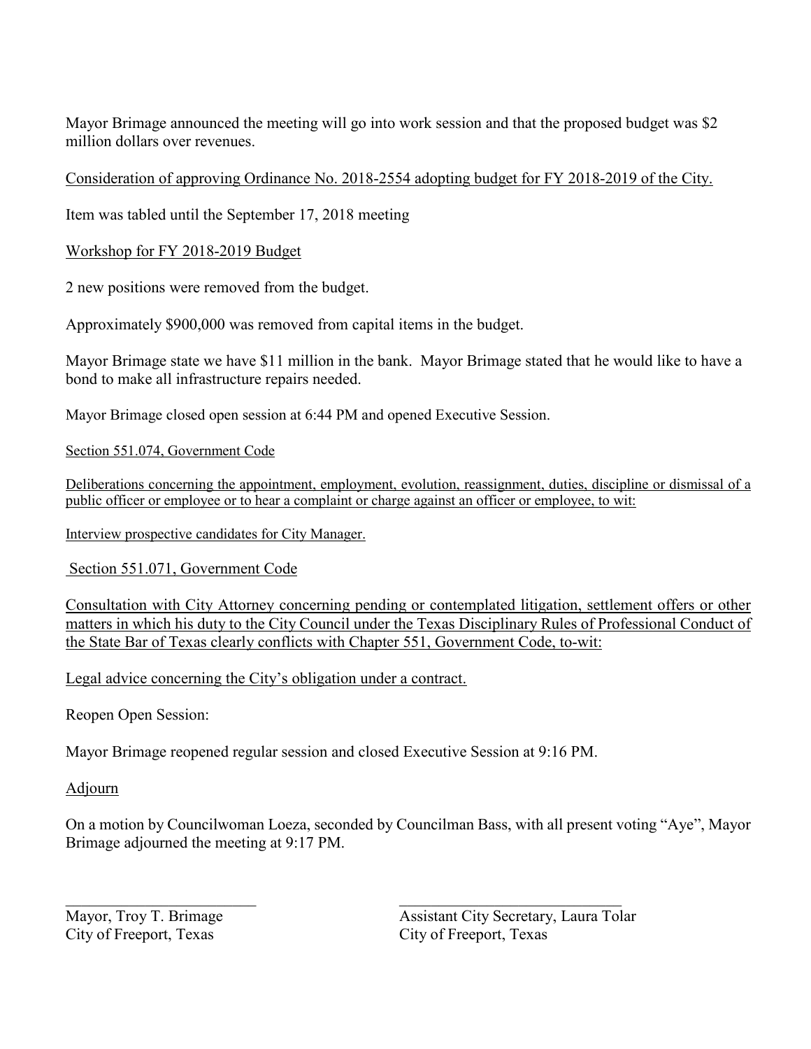Mayor Brimage announced the meeting will go into work session and that the proposed budget was $2 million dollars over revenues.

<u>Consideration of approving Ordinance No. 2018-2554 adopting budget for FY 2018-2019 of the City.</u>

Item was tabled until the September 17, 2018 meeting

<u>Workshop for FY 2018-2019 Budget</u>

2 new positions were removed from the budget.

Approximately $900,000 was removed from capital items in the budget.

Mayor Brimage state we have $11 million in the bank. Mayor Brimage stated that he would like to have a bond to make all infrastructure repairs needed.

Mayor Brimage closed open session at 6:44 PM and opened Executive Session.

<u>Section 551.074, Government Code</u>

<u>Deliberations concerning the appointment, employment, evolution, reassignment, duties, discipline or dismissal of a public officer or employee or to hear a complaint or charge against an officer or employee, to wit:</u>

<u>Interview prospective candidates for City Manager.</u>

<u>Section 551.071, Government Code</u>

<u>Consultation with City Attorney concerning pending or contemplated litigation, settlement offers or other matters in which his duty to the City Council under the Texas Disciplinary Rules of Professional Conduct of the State Bar of Texas clearly conflicts with Chapter 551, Government Code, to-wit:</u>

<u>Legal advice concerning the City's obligation under a contract.</u>

Reopen Open Session:

Mayor Brimage reopened regular session and closed Executive Session at 9:16 PM.

<u>Adjourn</u>

On a motion by Councilwoman Loeza, seconded by Councilman Bass, with all present voting "Aye", Mayor Brimage adjourned the meeting at 9:17 PM.

\_\_\_\_\_\_\_\_\_\_\_\_\_\_\_\_\_\_\_\_\_\_\_\_\_\_
Mayor, Troy T. Brimage
City of Freeport, Texas

\_\_\_\_\_\_\_\_\_\_\_\_\_\_\_\_\_\_\_\_\_\_\_\_\_\_\_\_\_\_
Assistant City Secretary, Laura Tolar
City of Freeport, Texas